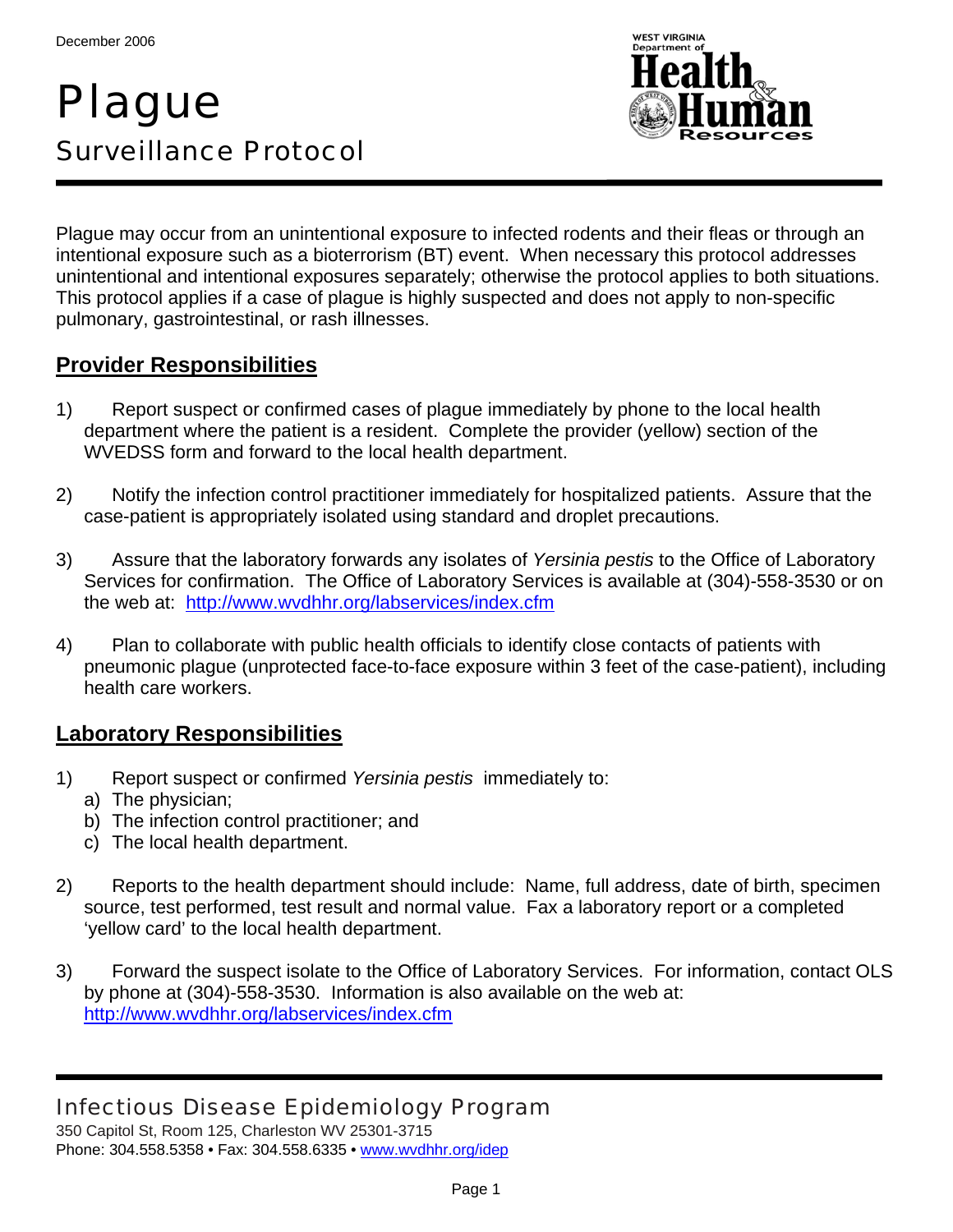December 2006

# Plague

## Surveillance Protocol

Plague may occur from an unintentional exposure to infected rodents and their fleas or through an intentional exposure such as a bioterrorism (BT) event. When necessary this protocol addresses unintentional and intentional exposures separately; otherwise the protocol applies to both situations. This protocol applies if a case of plague is highly suspected and does not apply to non-specific pulmonary, gastrointestinal, or rash illnesses.

### Provider Responsibilities

1) Report suspect or confirmed cases of plague immediately by phone to the local health department where the patient is a resident. Complete the provider (yellow) section of the WVEDSS form and forward to the local health department.

2) Notify the infection control practitioner immediately for hospitalized patients. Assure that the case-patient is appropriately isolated using standard and droplet precautions.

3) Assure that the laboratory forwards any isolates of *Yersinia pestis* to the Office of Laboratory Services for confirmation. The Office of Laboratory Services is available at (304)-558-3530 or on the web at: http://www.wvdhhr.org/labservices/index.cfm

4) Plan to collaborate with public health officials to identify close contacts of patients with pneumonic plague (unprotected face-to-face exposure within 3 feet of the case-patient), including health care workers.

### Laboratory Responsibilities

1) Report suspect or confirmed *Yersinia pestis* immediately to:
   a) The physician;
   b) The infection control practitioner; and
   c) The local health department.

2) Reports to the health department should include: Name, full address, date of birth, specimen source, test performed, test result and normal value. Fax a laboratory report or a completed 'yellow card' to the local health department.

3) Forward the suspect isolate to the Office of Laboratory Services. For information, contact OLS by phone at (304)-558-3530. Information is also available on the web at: http://www.wvdhhr.org/labservices/index.cfm

Infectious Disease Epidemiology Program
350 Capitol St, Room 125, Charleston WV 25301-3715
Phone: 304.558.5358 • Fax: 304.558.6335 • www.wvdhhr.org/idep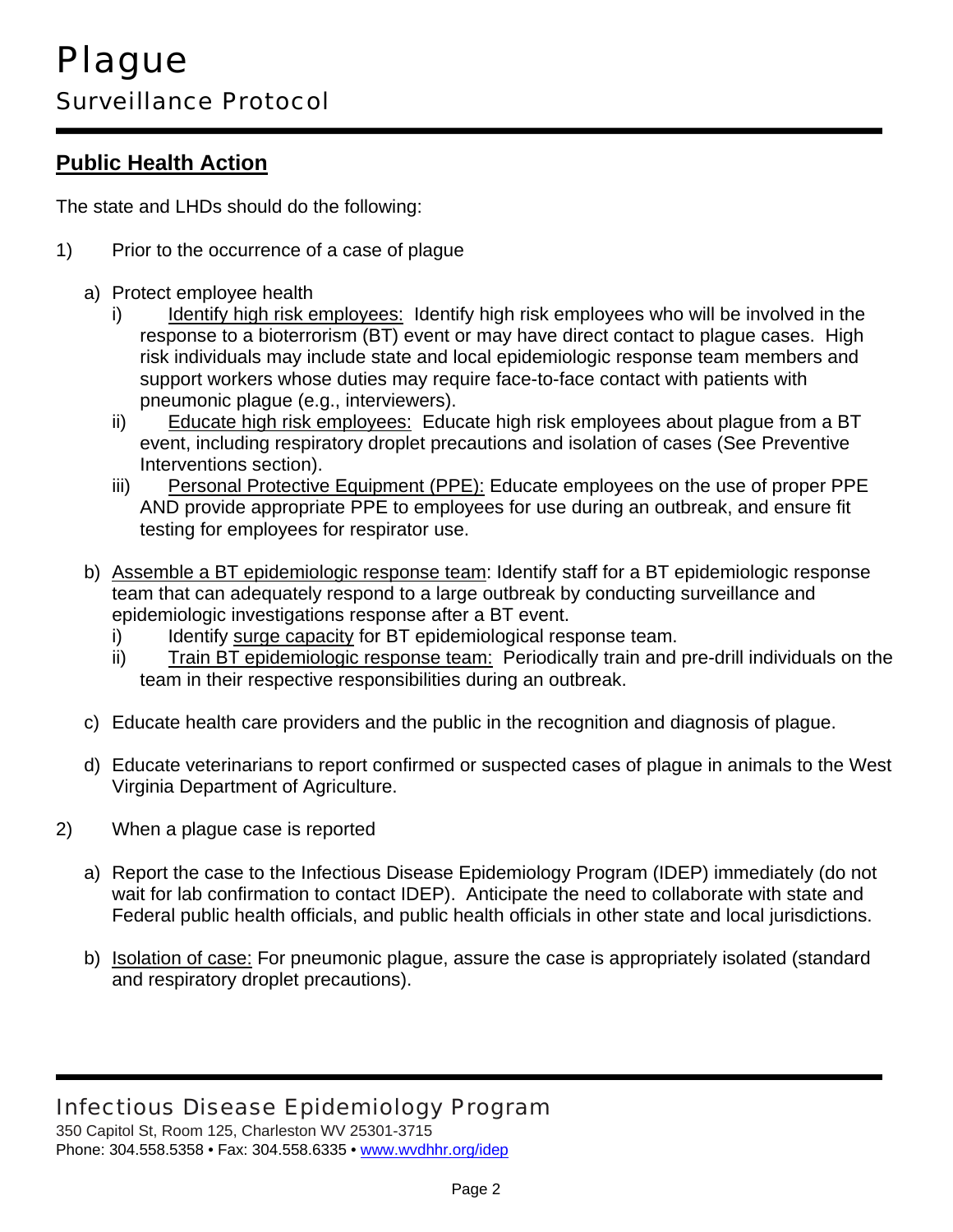# Plague

## Surveillance Protocol

## Public Health Action

The state and LHDs should do the following:

1) Prior to the occurrence of a case of plague

   a) Protect employee health
      i) Identify high risk employees: Identify high risk employees who will be involved in the response to a bioterrorism (BT) event or may have direct contact to plague cases. High risk individuals may include state and local epidemiologic response team members and support workers whose duties may require face-to-face contact with patients with pneumonic plague (e.g., interviewers).
      ii) Educate high risk employees: Educate high risk employees about plague from a BT event, including respiratory droplet precautions and isolation of cases (See Preventive Interventions section).
      iii) Personal Protective Equipment (PPE): Educate employees on the use of proper PPE AND provide appropriate PPE to employees for use during an outbreak, and ensure fit testing for employees for respirator use.

   b) Assemble a BT epidemiologic response team: Identify staff for a BT epidemiologic response team that can adequately respond to a large outbreak by conducting surveillance and epidemiologic investigations response after a BT event.
      i) Identify surge capacity for BT epidemiological response team.
      ii) Train BT epidemiologic response team: Periodically train and pre-drill individuals on the team in their respective responsibilities during an outbreak.

   c) Educate health care providers and the public in the recognition and diagnosis of plague.

   d) Educate veterinarians to report confirmed or suspected cases of plague in animals to the West Virginia Department of Agriculture.

2) When a plague case is reported

   a) Report the case to the Infectious Disease Epidemiology Program (IDEP) immediately (do not wait for lab confirmation to contact IDEP). Anticipate the need to collaborate with state and Federal public health officials, and public health officials in other state and local jurisdictions.

   b) Isolation of case: For pneumonic plague, assure the case is appropriately isolated (standard and respiratory droplet precautions).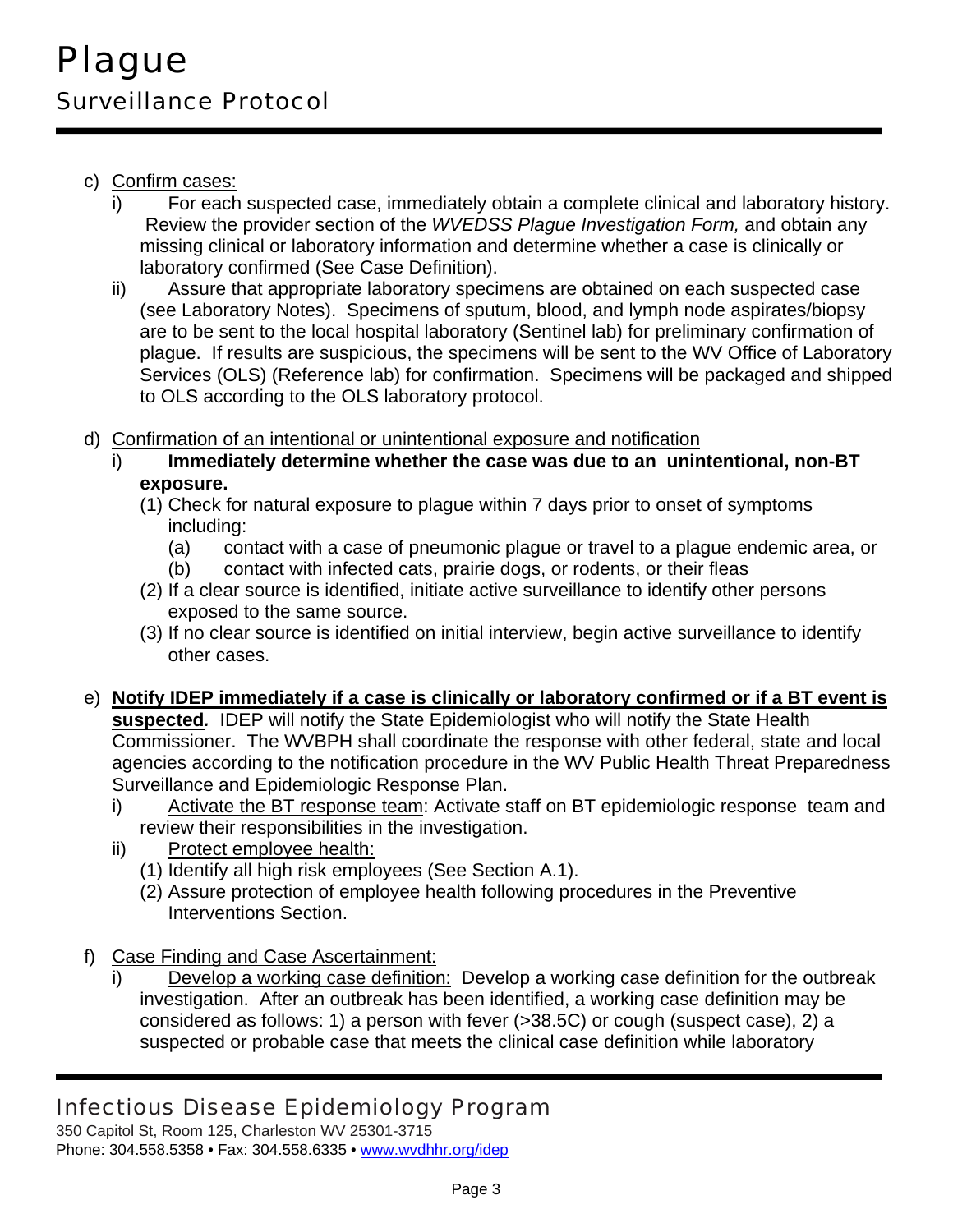c) Confirm cases:

   i) For each suspected case, immediately obtain a complete clinical and laboratory history. Review the provider section of the *WVEDSS Plague Investigation Form,* and obtain any missing clinical or laboratory information and determine whether a case is clinically or laboratory confirmed (See Case Definition).

   ii) Assure that appropriate laboratory specimens are obtained on each suspected case (see Laboratory Notes). Specimens of sputum, blood, and lymph node aspirates/biopsy are to be sent to the local hospital laboratory (Sentinel lab) for preliminary confirmation of plague. If results are suspicious, the specimens will be sent to the WV Office of Laboratory Services (OLS) (Reference lab) for confirmation. Specimens will be packaged and shipped to OLS according to the OLS laboratory protocol.

d) Confirmation of an intentional or unintentional exposure and notification

   i) **Immediately determine whether the case was due to an unintentional, non-BT exposure.**

      (1) Check for natural exposure to plague within 7 days prior to onset of symptoms including:

         (a) contact with a case of pneumonic plague or travel to a plague endemic area, or

         (b) contact with infected cats, prairie dogs, or rodents, or their fleas

      (2) If a clear source is identified, initiate active surveillance to identify other persons exposed to the same source.

      (3) If no clear source is identified on initial interview, begin active surveillance to identify other cases.

e) **Notify IDEP immediately if a case is clinically or laboratory confirmed or if a BT event is suspected*.*** IDEP will notify the State Epidemiologist who will notify the State Health Commissioner. The WVBPH shall coordinate the response with other federal, state and local agencies according to the notification procedure in the WV Public Health Threat Preparedness Surveillance and Epidemiologic Response Plan.

   i) Activate the BT response team: Activate staff on BT epidemiologic response team and review their responsibilities in the investigation.

   ii) Protect employee health:

      (1) Identify all high risk employees (See Section A.1).

      (2) Assure protection of employee health following procedures in the Preventive Interventions Section.

f) Case Finding and Case Ascertainment:

   i) Develop a working case definition: Develop a working case definition for the outbreak investigation. After an outbreak has been identified, a working case definition may be considered as follows: 1) a person with fever (>38.5C) or cough (suspect case), 2) a suspected or probable case that meets the clinical case definition while laboratory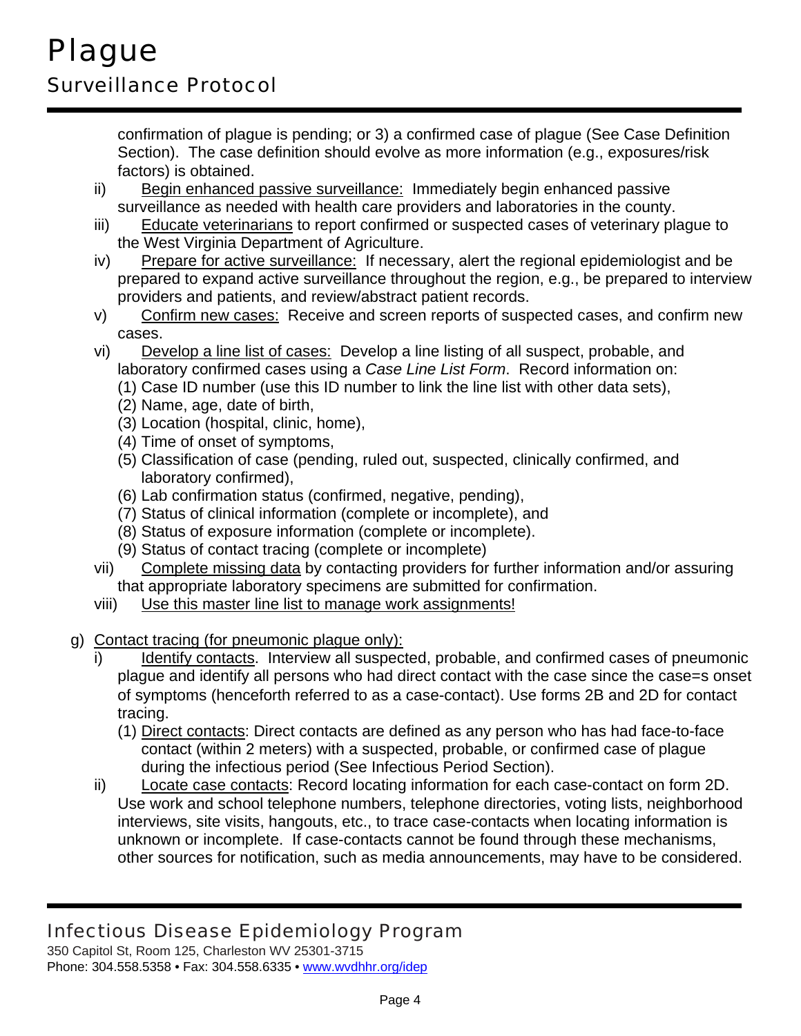confirmation of plague is pending; or 3) a confirmed case of plague (See Case Definition Section). The case definition should evolve as more information (e.g., exposures/risk factors) is obtained.

ii) <u>Begin enhanced passive surveillance:</u> Immediately begin enhanced passive surveillance as needed with health care providers and laboratories in the county.

iii) <u>Educate veterinarians</u> to report confirmed or suspected cases of veterinary plague to the West Virginia Department of Agriculture.

iv) <u>Prepare for active surveillance:</u> If necessary, alert the regional epidemiologist and be prepared to expand active surveillance throughout the region, e.g., be prepared to interview providers and patients, and review/abstract patient records.

v) <u>Confirm new cases:</u> Receive and screen reports of suspected cases, and confirm new cases.

vi) <u>Develop a line list of cases:</u> Develop a line listing of all suspect, probable, and laboratory confirmed cases using a *Case Line List Form*. Record information on:
   (1) Case ID number (use this ID number to link the line list with other data sets),
   (2) Name, age, date of birth,
   (3) Location (hospital, clinic, home),
   (4) Time of onset of symptoms,
   (5) Classification of case (pending, ruled out, suspected, clinically confirmed, and laboratory confirmed),
   (6) Lab confirmation status (confirmed, negative, pending),
   (7) Status of clinical information (complete or incomplete), and
   (8) Status of exposure information (complete or incomplete).
   (9) Status of contact tracing (complete or incomplete)

vii) <u>Complete missing data</u> by contacting providers for further information and/or assuring that appropriate laboratory specimens are submitted for confirmation.

viii) <u>Use this master line list to manage work assignments!</u>

g) <u>Contact tracing (for pneumonic plague only):</u>

i) <u>Identify contacts</u>. Interview all suspected, probable, and confirmed cases of pneumonic plague and identify all persons who had direct contact with the case since the case=s onset of symptoms (henceforth referred to as a case-contact). Use forms 2B and 2D for contact tracing.
   (1) <u>Direct contacts</u>: Direct contacts are defined as any person who has had face-to-face contact (within 2 meters) with a suspected, probable, or confirmed case of plague during the infectious period (See Infectious Period Section).

ii) <u>Locate case contacts</u>: Record locating information for each case-contact on form 2D. Use work and school telephone numbers, telephone directories, voting lists, neighborhood interviews, site visits, hangouts, etc., to trace case-contacts when locating information is unknown or incomplete. If case-contacts cannot be found through these mechanisms, other sources for notification, such as media announcements, may have to be considered.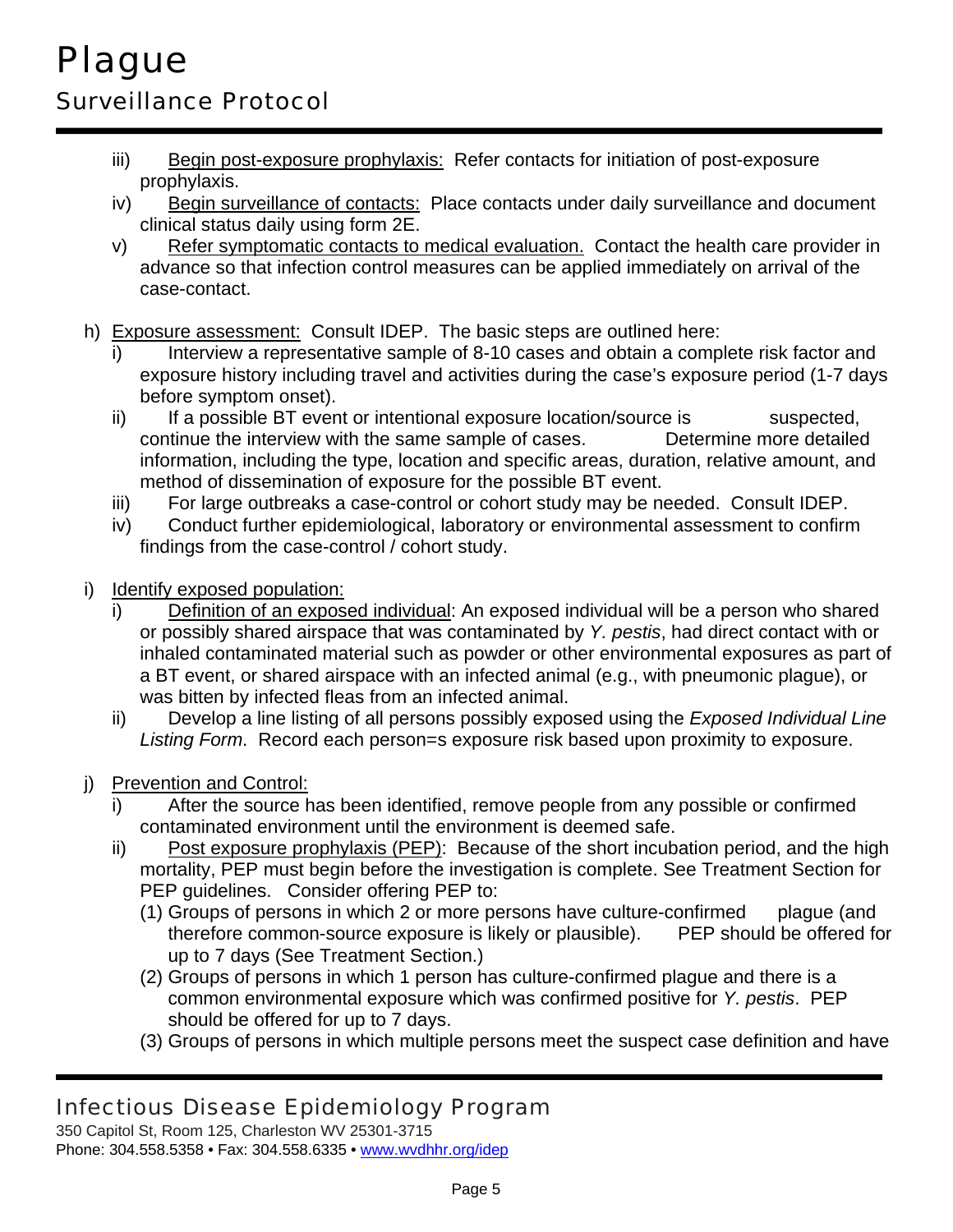iii) Begin post-exposure prophylaxis: Refer contacts for initiation of post-exposure prophylaxis.

iv) Begin surveillance of contacts: Place contacts under daily surveillance and document clinical status daily using form 2E.

v) Refer symptomatic contacts to medical evaluation. Contact the health care provider in advance so that infection control measures can be applied immediately on arrival of the case-contact.

h) Exposure assessment: Consult IDEP. The basic steps are outlined here:

i) Interview a representative sample of 8-10 cases and obtain a complete risk factor and exposure history including travel and activities during the case's exposure period (1-7 days before symptom onset).

ii) If a possible BT event or intentional exposure location/source is suspected, continue the interview with the same sample of cases. Determine more detailed information, including the type, location and specific areas, duration, relative amount, and method of dissemination of exposure for the possible BT event.

iii) For large outbreaks a case-control or cohort study may be needed. Consult IDEP.

iv) Conduct further epidemiological, laboratory or environmental assessment to confirm findings from the case-control / cohort study.

i) Identify exposed population:

i) Definition of an exposed individual: An exposed individual will be a person who shared or possibly shared airspace that was contaminated by *Y. pestis*, had direct contact with or inhaled contaminated material such as powder or other environmental exposures as part of a BT event, or shared airspace with an infected animal (e.g., with pneumonic plague), or was bitten by infected fleas from an infected animal.

ii) Develop a line listing of all persons possibly exposed using the *Exposed Individual Line Listing Form*. Record each person=s exposure risk based upon proximity to exposure.

j) Prevention and Control:

i) After the source has been identified, remove people from any possible or confirmed contaminated environment until the environment is deemed safe.

ii) Post exposure prophylaxis (PEP): Because of the short incubation period, and the high mortality, PEP must begin before the investigation is complete. See Treatment Section for PEP guidelines. Consider offering PEP to:

(1) Groups of persons in which 2 or more persons have culture-confirmed plague (and therefore common-source exposure is likely or plausible). PEP should be offered for up to 7 days (See Treatment Section.)

(2) Groups of persons in which 1 person has culture-confirmed plague and there is a common environmental exposure which was confirmed positive for *Y. pestis*. PEP should be offered for up to 7 days.

(3) Groups of persons in which multiple persons meet the suspect case definition and have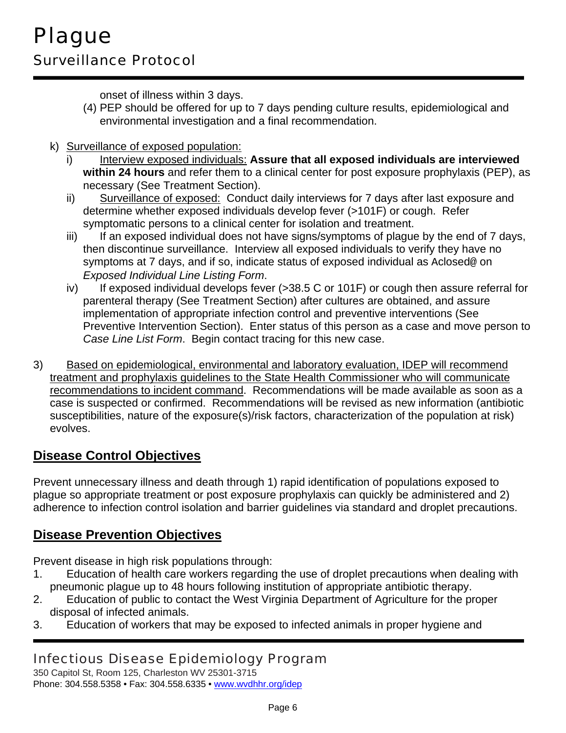onset of illness within 3 days.

(4) PEP should be offered for up to 7 days pending culture results, epidemiological and environmental investigation and a final recommendation.

k) Surveillance of exposed population:

i) Interview exposed individuals: **Assure that all exposed individuals are interviewed within 24 hours** and refer them to a clinical center for post exposure prophylaxis (PEP), as necessary (See Treatment Section).

ii) Surveillance of exposed: Conduct daily interviews for 7 days after last exposure and determine whether exposed individuals develop fever (>101F) or cough. Refer symptomatic persons to a clinical center for isolation and treatment.

iii) If an exposed individual does not have signs/symptoms of plague by the end of 7 days, then discontinue surveillance. Interview all exposed individuals to verify they have no symptoms at 7 days, and if so, indicate status of exposed individual as Aclosed@ on *Exposed Individual Line Listing Form*.

iv) If exposed individual develops fever (>38.5 C or 101F) or cough then assure referral for parenteral therapy (See Treatment Section) after cultures are obtained, and assure implementation of appropriate infection control and preventive interventions (See Preventive Intervention Section). Enter status of this person as a case and move person to *Case Line List Form*. Begin contact tracing for this new case.

3) Based on epidemiological, environmental and laboratory evaluation, IDEP will recommend treatment and prophylaxis guidelines to the State Health Commissioner who will communicate recommendations to incident command. Recommendations will be made available as soon as a case is suspected or confirmed. Recommendations will be revised as new information (antibiotic susceptibilities, nature of the exposure(s)/risk factors, characterization of the population at risk) evolves.

## Disease Control Objectives

Prevent unnecessary illness and death through 1) rapid identification of populations exposed to plague so appropriate treatment or post exposure prophylaxis can quickly be administered and 2) adherence to infection control isolation and barrier guidelines via standard and droplet precautions.

## Disease Prevention Objectives

Prevent disease in high risk populations through:

1. Education of health care workers regarding the use of droplet precautions when dealing with pneumonic plague up to 48 hours following institution of appropriate antibiotic therapy.
2. Education of public to contact the West Virginia Department of Agriculture for the proper disposal of infected animals.
3. Education of workers that may be exposed to infected animals in proper hygiene and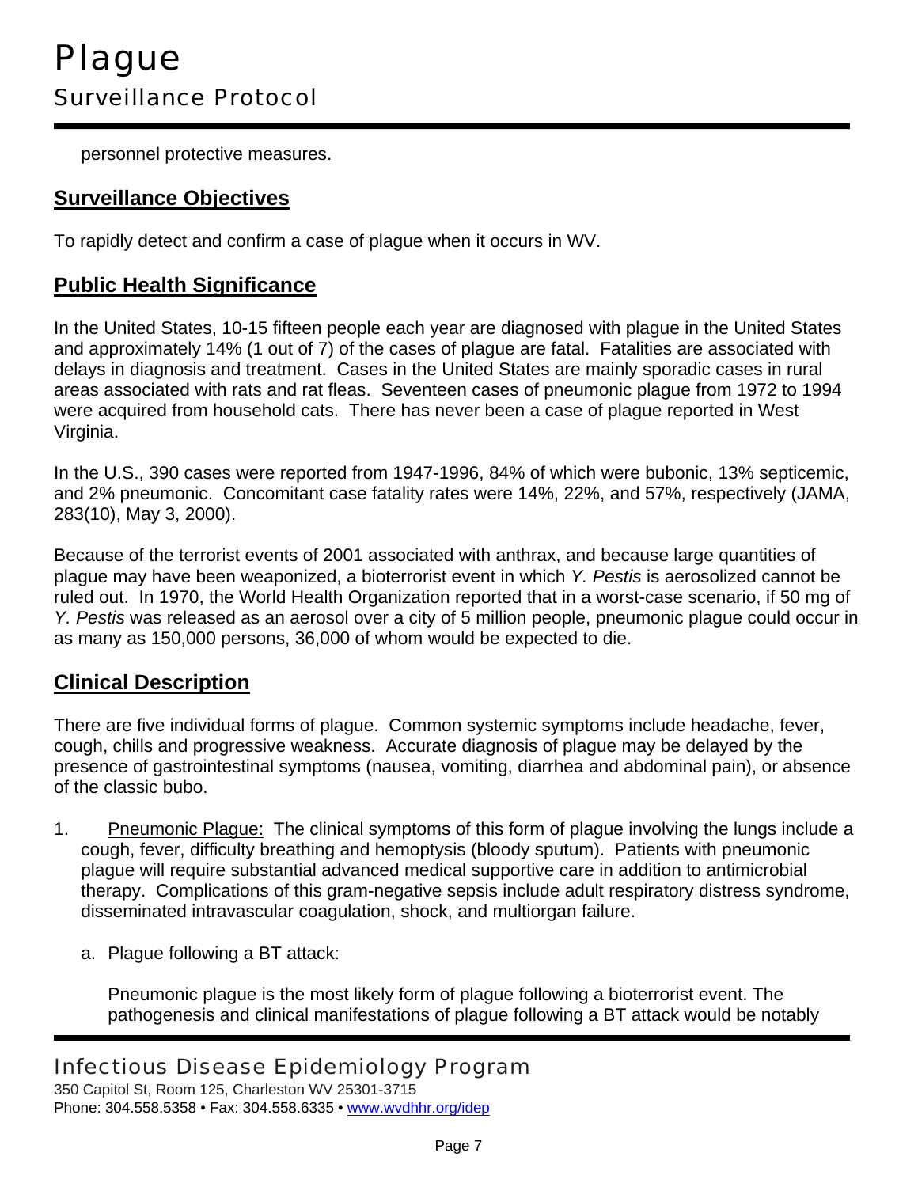personnel protective measures.

## Surveillance Objectives

To rapidly detect and confirm a case of plague when it occurs in WV.

## Public Health Significance

In the United States, 10-15 fifteen people each year are diagnosed with plague in the United States and approximately 14% (1 out of 7) of the cases of plague are fatal. Fatalities are associated with delays in diagnosis and treatment. Cases in the United States are mainly sporadic cases in rural areas associated with rats and rat fleas. Seventeen cases of pneumonic plague from 1972 to 1994 were acquired from household cats. There has never been a case of plague reported in West Virginia.

In the U.S., 390 cases were reported from 1947-1996, 84% of which were bubonic, 13% septicemic, and 2% pneumonic. Concomitant case fatality rates were 14%, 22%, and 57%, respectively (JAMA, 283(10), May 3, 2000).

Because of the terrorist events of 2001 associated with anthrax, and because large quantities of plague may have been weaponized, a bioterrorist event in which *Y. Pestis* is aerosolized cannot be ruled out. In 1970, the World Health Organization reported that in a worst-case scenario, if 50 mg of *Y. Pestis* was released as an aerosol over a city of 5 million people, pneumonic plague could occur in as many as 150,000 persons, 36,000 of whom would be expected to die.

## Clinical Description

There are five individual forms of plague. Common systemic symptoms include headache, fever, cough, chills and progressive weakness. Accurate diagnosis of plague may be delayed by the presence of gastrointestinal symptoms (nausea, vomiting, diarrhea and abdominal pain), or absence of the classic bubo.

1. Pneumonic Plague: The clinical symptoms of this form of plague involving the lungs include a cough, fever, difficulty breathing and hemoptysis (bloody sputum). Patients with pneumonic plague will require substantial advanced medical supportive care in addition to antimicrobial therapy. Complications of this gram-negative sepsis include adult respiratory distress syndrome, disseminated intravascular coagulation, shock, and multiorgan failure.

   a. Plague following a BT attack:

   Pneumonic plague is the most likely form of plague following a bioterrorist event. The pathogenesis and clinical manifestations of plague following a BT attack would be notably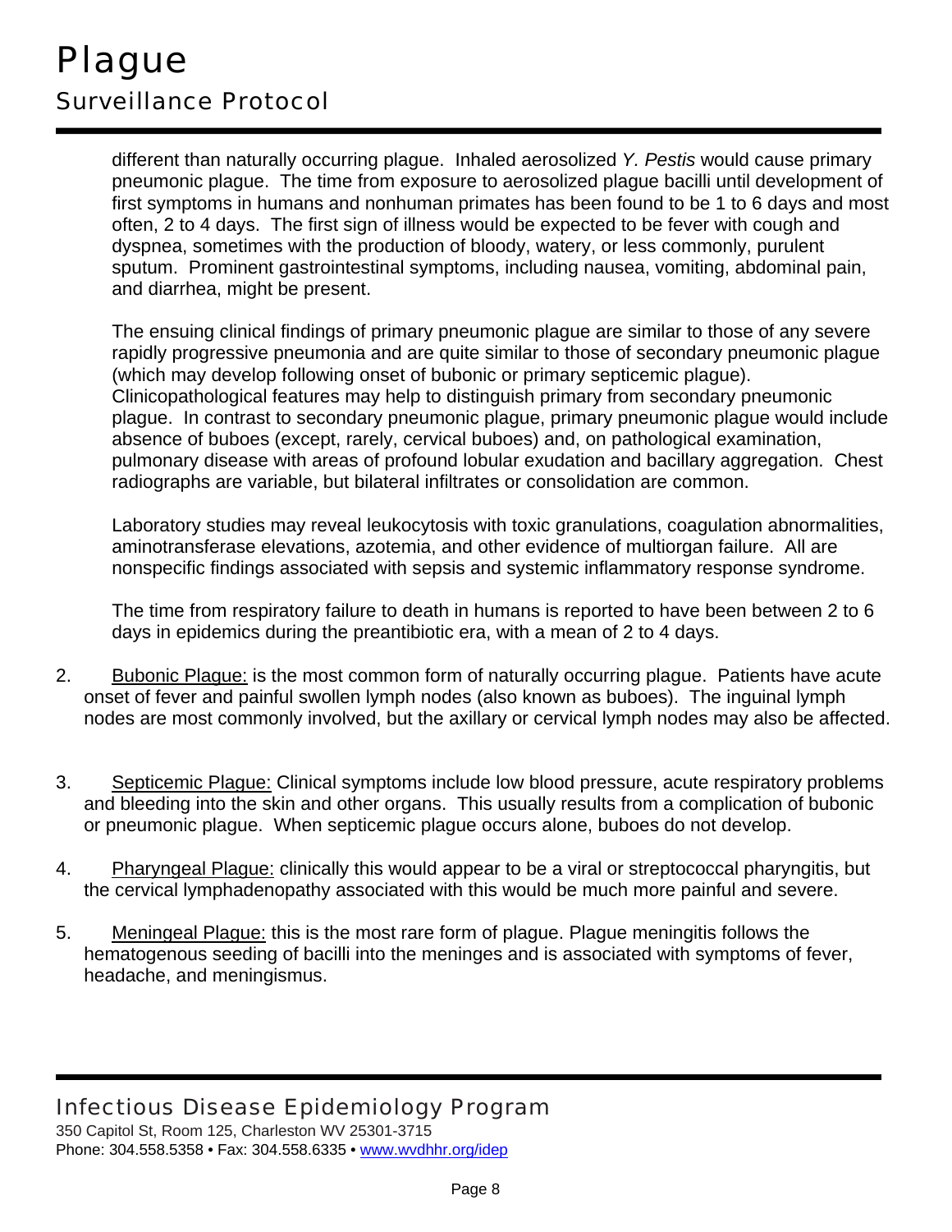different than naturally occurring plague. Inhaled aerosolized *Y. Pestis* would cause primary pneumonic plague. The time from exposure to aerosolized plague bacilli until development of first symptoms in humans and nonhuman primates has been found to be 1 to 6 days and most often, 2 to 4 days. The first sign of illness would be expected to be fever with cough and dyspnea, sometimes with the production of bloody, watery, or less commonly, purulent sputum. Prominent gastrointestinal symptoms, including nausea, vomiting, abdominal pain, and diarrhea, might be present.

The ensuing clinical findings of primary pneumonic plague are similar to those of any severe rapidly progressive pneumonia and are quite similar to those of secondary pneumonic plague (which may develop following onset of bubonic or primary septicemic plague). Clinicopathological features may help to distinguish primary from secondary pneumonic plague. In contrast to secondary pneumonic plague, primary pneumonic plague would include absence of buboes (except, rarely, cervical buboes) and, on pathological examination, pulmonary disease with areas of profound lobular exudation and bacillary aggregation. Chest radiographs are variable, but bilateral infiltrates or consolidation are common.

Laboratory studies may reveal leukocytosis with toxic granulations, coagulation abnormalities, aminotransferase elevations, azotemia, and other evidence of multiorgan failure. All are nonspecific findings associated with sepsis and systemic inflammatory response syndrome.

The time from respiratory failure to death in humans is reported to have been between 2 to 6 days in epidemics during the preantibiotic era, with a mean of 2 to 4 days.

2. Bubonic Plague: is the most common form of naturally occurring plague. Patients have acute onset of fever and painful swollen lymph nodes (also known as buboes). The inguinal lymph nodes are most commonly involved, but the axillary or cervical lymph nodes may also be affected.

3. Septicemic Plague: Clinical symptoms include low blood pressure, acute respiratory problems and bleeding into the skin and other organs. This usually results from a complication of bubonic or pneumonic plague. When septicemic plague occurs alone, buboes do not develop.

4. Pharyngeal Plague: clinically this would appear to be a viral or streptococcal pharyngitis, but the cervical lymphadenopathy associated with this would be much more painful and severe.

5. Meningeal Plague: this is the most rare form of plague. Plague meningitis follows the hematogenous seeding of bacilli into the meninges and is associated with symptoms of fever, headache, and meningismus.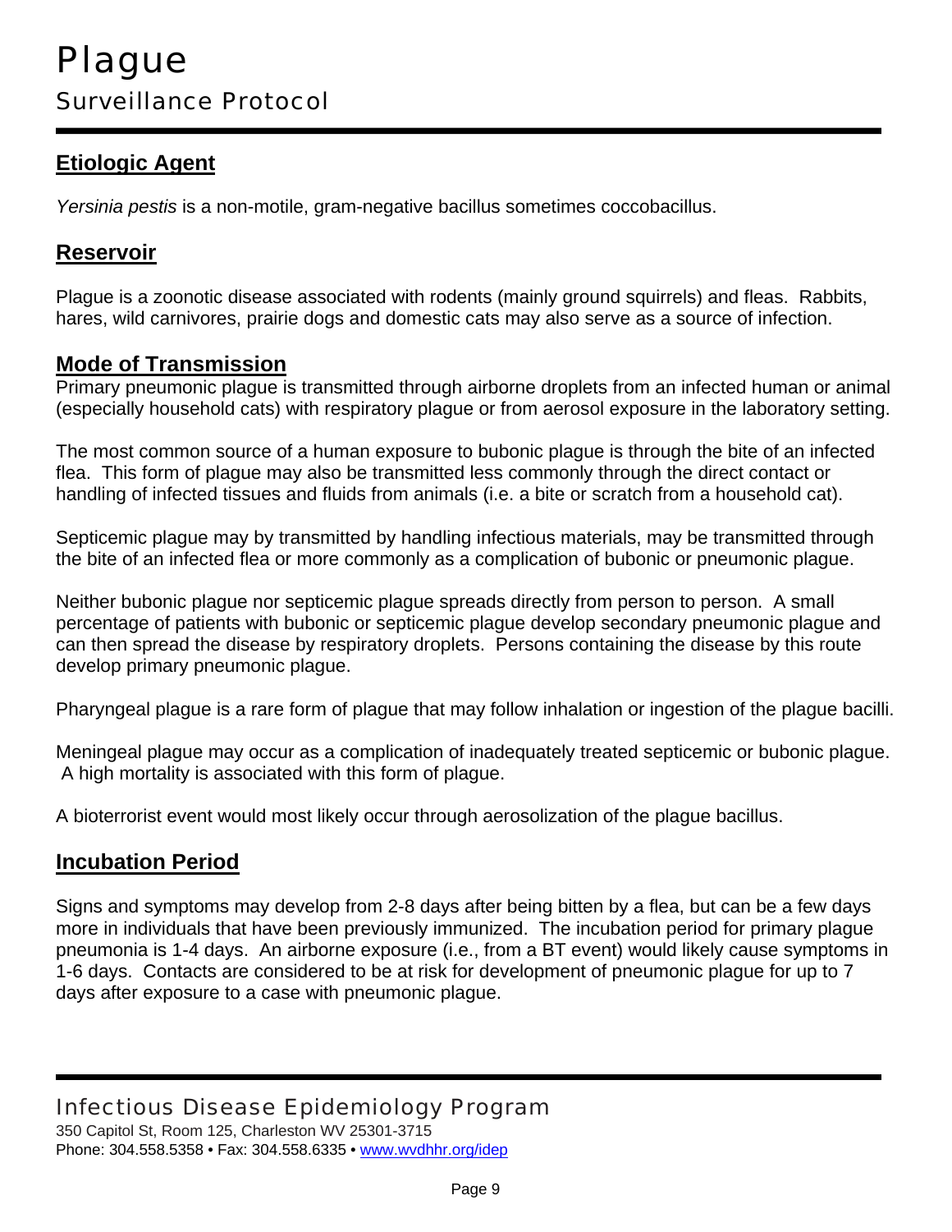# Plague

## Surveillance Protocol

### Etiologic Agent

*Yersinia pestis* is a non-motile, gram-negative bacillus sometimes coccobacillus.

### Reservoir

Plague is a zoonotic disease associated with rodents (mainly ground squirrels) and fleas. Rabbits, hares, wild carnivores, prairie dogs and domestic cats may also serve as a source of infection.

### Mode of Transmission

Primary pneumonic plague is transmitted through airborne droplets from an infected human or animal (especially household cats) with respiratory plague or from aerosol exposure in the laboratory setting.

The most common source of a human exposure to bubonic plague is through the bite of an infected flea. This form of plague may also be transmitted less commonly through the direct contact or handling of infected tissues and fluids from animals (i.e. a bite or scratch from a household cat).

Septicemic plague may by transmitted by handling infectious materials, may be transmitted through the bite of an infected flea or more commonly as a complication of bubonic or pneumonic plague.

Neither bubonic plague nor septicemic plague spreads directly from person to person. A small percentage of patients with bubonic or septicemic plague develop secondary pneumonic plague and can then spread the disease by respiratory droplets. Persons containing the disease by this route develop primary pneumonic plague.

Pharyngeal plague is a rare form of plague that may follow inhalation or ingestion of the plague bacilli.

Meningeal plague may occur as a complication of inadequately treated septicemic or bubonic plague. A high mortality is associated with this form of plague.

A bioterrorist event would most likely occur through aerosolization of the plague bacillus.

### Incubation Period

Signs and symptoms may develop from 2-8 days after being bitten by a flea, but can be a few days more in individuals that have been previously immunized. The incubation period for primary plague pneumonia is 1-4 days. An airborne exposure (i.e., from a BT event) would likely cause symptoms in 1-6 days. Contacts are considered to be at risk for development of pneumonic plague for up to 7 days after exposure to a case with pneumonic plague.

Infectious Disease Epidemiology Program
350 Capitol St, Room 125, Charleston WV 25301-3715
Phone: 304.558.5358 • Fax: 304.558.6335 • www.wvdhhr.org/idep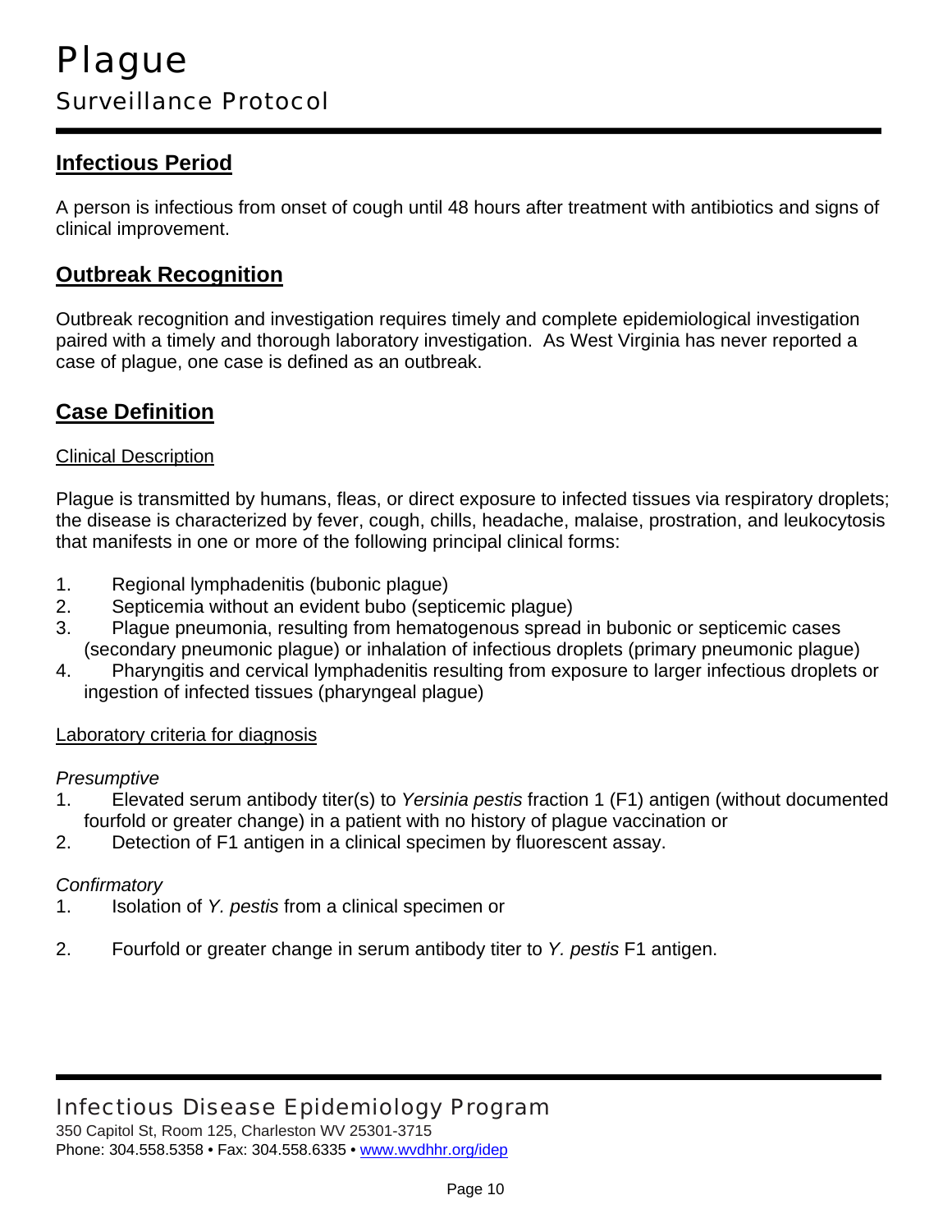# Plague

## Surveillance Protocol

## Infectious Period

A person is infectious from onset of cough until 48 hours after treatment with antibiotics and signs of clinical improvement.

## Outbreak Recognition

Outbreak recognition and investigation requires timely and complete epidemiological investigation paired with a timely and thorough laboratory investigation. As West Virginia has never reported a case of plague, one case is defined as an outbreak.

## Case Definition

### Clinical Description

Plague is transmitted by humans, fleas, or direct exposure to infected tissues via respiratory droplets; the disease is characterized by fever, cough, chills, headache, malaise, prostration, and leukocytosis that manifests in one or more of the following principal clinical forms:

1. Regional lymphadenitis (bubonic plague)
2. Septicemia without an evident bubo (septicemic plague)
3. Plague pneumonia, resulting from hematogenous spread in bubonic or septicemic cases (secondary pneumonic plague) or inhalation of infectious droplets (primary pneumonic plague)
4. Pharyngitis and cervical lymphadenitis resulting from exposure to larger infectious droplets or ingestion of infected tissues (pharyngeal plague)

### Laboratory criteria for diagnosis

*Presumptive*

1. Elevated serum antibody titer(s) to *Yersinia pestis* fraction 1 (F1) antigen (without documented fourfold or greater change) in a patient with no history of plague vaccination or
2. Detection of F1 antigen in a clinical specimen by fluorescent assay.

*Confirmatory*

1. Isolation of *Y. pestis* from a clinical specimen or
2. Fourfold or greater change in serum antibody titer to *Y. pestis* F1 antigen.

Infectious Disease Epidemiology Program
350 Capitol St, Room 125, Charleston WV 25301-3715
Phone: 304.558.5358 • Fax: 304.558.6335 • www.wvdhhr.org/idep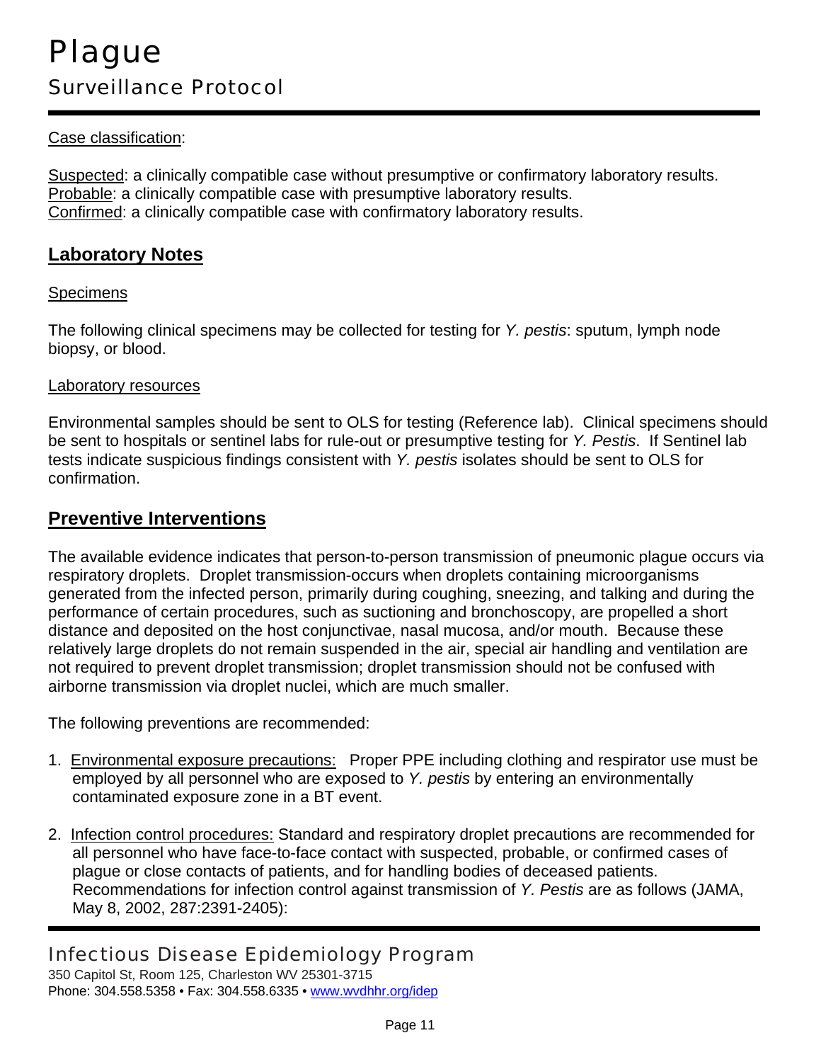Case classification:

Suspected: a clinically compatible case without presumptive or confirmatory laboratory results.
Probable: a clinically compatible case with presumptive laboratory results.
Confirmed: a clinically compatible case with confirmatory laboratory results.

## Laboratory Notes

Specimens

The following clinical specimens may be collected for testing for *Y. pestis*: sputum, lymph node biopsy, or blood.

Laboratory resources

Environmental samples should be sent to OLS for testing (Reference lab). Clinical specimens should be sent to hospitals or sentinel labs for rule-out or presumptive testing for *Y. Pestis*. If Sentinel lab tests indicate suspicious findings consistent with *Y. pestis* isolates should be sent to OLS for confirmation.

## Preventive Interventions

The available evidence indicates that person-to-person transmission of pneumonic plague occurs via respiratory droplets. Droplet transmission-occurs when droplets containing microorganisms generated from the infected person, primarily during coughing, sneezing, and talking and during the performance of certain procedures, such as suctioning and bronchoscopy, are propelled a short distance and deposited on the host conjunctivae, nasal mucosa, and/or mouth. Because these relatively large droplets do not remain suspended in the air, special air handling and ventilation are not required to prevent droplet transmission; droplet transmission should not be confused with airborne transmission via droplet nuclei, which are much smaller.

The following preventions are recommended:

1. Environmental exposure precautions: Proper PPE including clothing and respirator use must be employed by all personnel who are exposed to *Y. pestis* by entering an environmentally contaminated exposure zone in a BT event.

2. Infection control procedures: Standard and respiratory droplet precautions are recommended for all personnel who have face-to-face contact with suspected, probable, or confirmed cases of plague or close contacts of patients, and for handling bodies of deceased patients. Recommendations for infection control against transmission of *Y. Pestis* are as follows (JAMA, May 8, 2002, 287:2391-2405):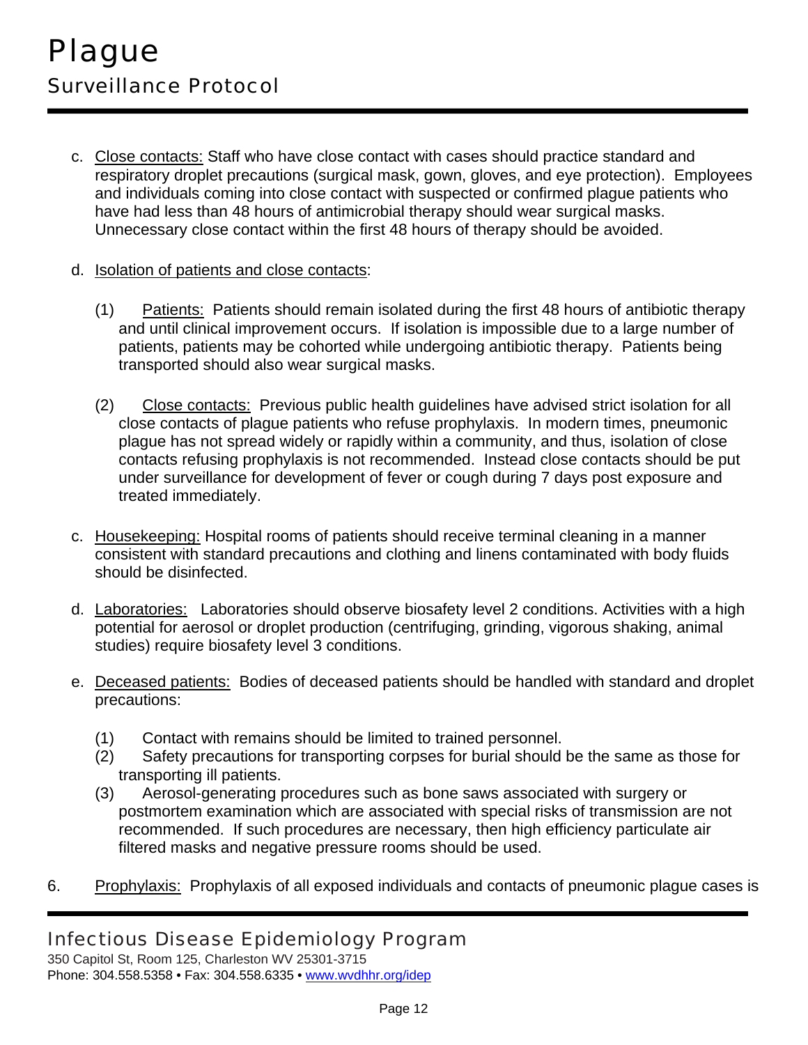c. Close contacts: Staff who have close contact with cases should practice standard and respiratory droplet precautions (surgical mask, gown, gloves, and eye protection). Employees and individuals coming into close contact with suspected or confirmed plague patients who have had less than 48 hours of antimicrobial therapy should wear surgical masks. Unnecessary close contact within the first 48 hours of therapy should be avoided.

d. Isolation of patients and close contacts:

   (1) Patients: Patients should remain isolated during the first 48 hours of antibiotic therapy and until clinical improvement occurs. If isolation is impossible due to a large number of patients, patients may be cohorted while undergoing antibiotic therapy. Patients being transported should also wear surgical masks.

   (2) Close contacts: Previous public health guidelines have advised strict isolation for all close contacts of plague patients who refuse prophylaxis. In modern times, pneumonic plague has not spread widely or rapidly within a community, and thus, isolation of close contacts refusing prophylaxis is not recommended. Instead close contacts should be put under surveillance for development of fever or cough during 7 days post exposure and treated immediately.

c. Housekeeping: Hospital rooms of patients should receive terminal cleaning in a manner consistent with standard precautions and clothing and linens contaminated with body fluids should be disinfected.

d. Laboratories: Laboratories should observe biosafety level 2 conditions. Activities with a high potential for aerosol or droplet production (centrifuging, grinding, vigorous shaking, animal studies) require biosafety level 3 conditions.

e. Deceased patients: Bodies of deceased patients should be handled with standard and droplet precautions:

   (1) Contact with remains should be limited to trained personnel.
   (2) Safety precautions for transporting corpses for burial should be the same as those for transporting ill patients.
   (3) Aerosol-generating procedures such as bone saws associated with surgery or postmortem examination which are associated with special risks of transmission are not recommended. If such procedures are necessary, then high efficiency particulate air filtered masks and negative pressure rooms should be used.

6. Prophylaxis: Prophylaxis of all exposed individuals and contacts of pneumonic plague cases is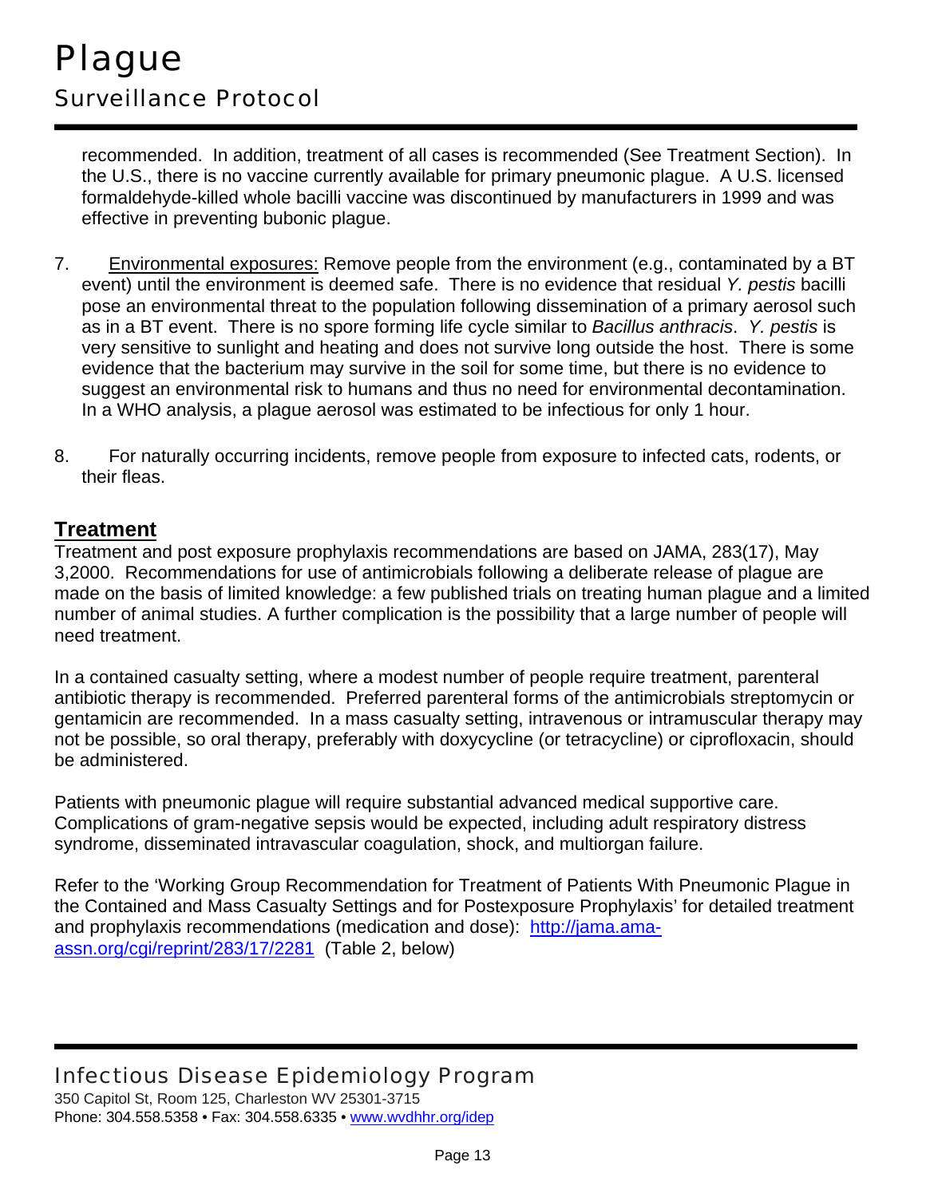recommended. In addition, treatment of all cases is recommended (See Treatment Section). In the U.S., there is no vaccine currently available for primary pneumonic plague. A U.S. licensed formaldehyde-killed whole bacilli vaccine was discontinued by manufacturers in 1999 and was effective in preventing bubonic plague.

7. Environmental exposures: Remove people from the environment (e.g., contaminated by a BT event) until the environment is deemed safe. There is no evidence that residual *Y. pestis* bacilli pose an environmental threat to the population following dissemination of a primary aerosol such as in a BT event. There is no spore forming life cycle similar to *Bacillus anthracis*. *Y. pestis* is very sensitive to sunlight and heating and does not survive long outside the host. There is some evidence that the bacterium may survive in the soil for some time, but there is no evidence to suggest an environmental risk to humans and thus no need for environmental decontamination. In a WHO analysis, a plague aerosol was estimated to be infectious for only 1 hour.

8. For naturally occurring incidents, remove people from exposure to infected cats, rodents, or their fleas.

## Treatment

Treatment and post exposure prophylaxis recommendations are based on JAMA, 283(17), May 3,2000. Recommendations for use of antimicrobials following a deliberate release of plague are made on the basis of limited knowledge: a few published trials on treating human plague and a limited number of animal studies. A further complication is the possibility that a large number of people will need treatment.

In a contained casualty setting, where a modest number of people require treatment, parenteral antibiotic therapy is recommended. Preferred parenteral forms of the antimicrobials streptomycin or gentamicin are recommended. In a mass casualty setting, intravenous or intramuscular therapy may not be possible, so oral therapy, preferably with doxycycline (or tetracycline) or ciprofloxacin, should be administered.

Patients with pneumonic plague will require substantial advanced medical supportive care. Complications of gram-negative sepsis would be expected, including adult respiratory distress syndrome, disseminated intravascular coagulation, shock, and multiorgan failure.

Refer to the 'Working Group Recommendation for Treatment of Patients With Pneumonic Plague in the Contained and Mass Casualty Settings and for Postexposure Prophylaxis' for detailed treatment and prophylaxis recommendations (medication and dose): http://jama.ama-assn.org/cgi/reprint/283/17/2281 (Table 2, below)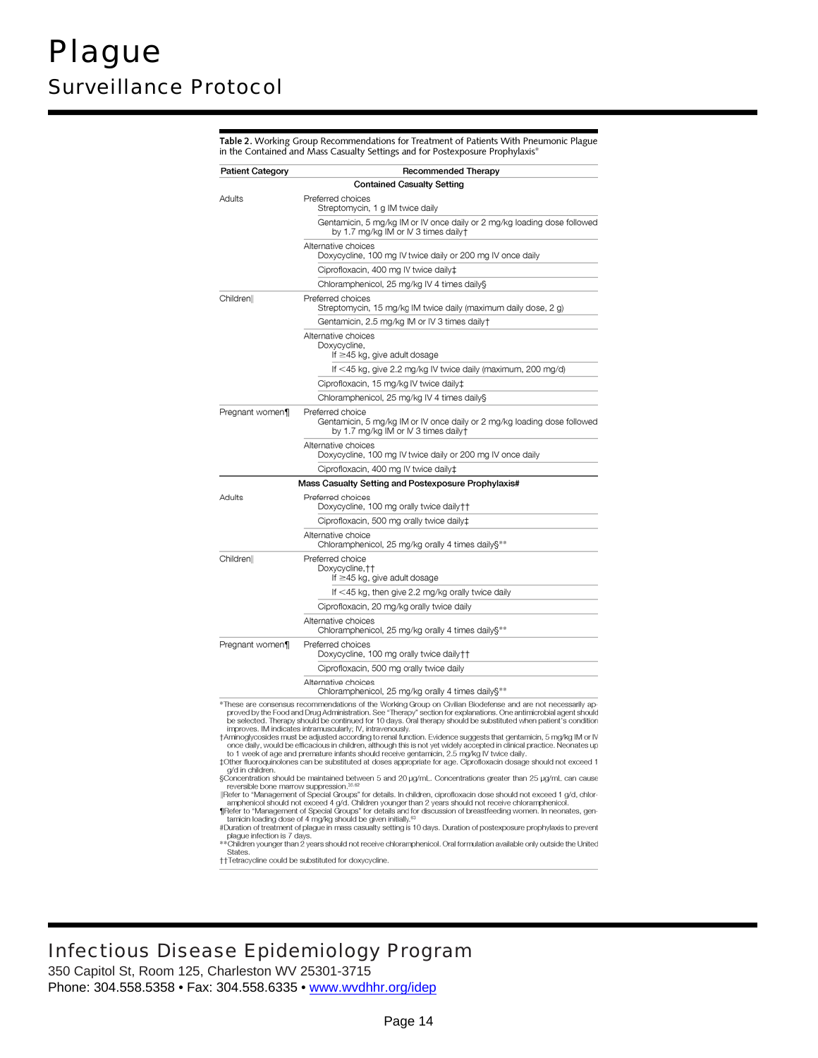**Table 2.** Working Group Recommendations for Treatment of Patients With Pneumonic Plague in the Contained and Mass Casualty Settings and for Postexposure Prophylaxis*

| Patient Category | Recommended Therapy |
|---|---|
| | **Contained Casualty Setting** |
| Adults | Preferred choices<br>Streptomycin, 1 g IM twice daily |
| | Gentamicin, 5 mg/kg IM or IV once daily or 2 mg/kg loading dose followed by 1.7 mg/kg IM or IV 3 times daily† |
| | Alternative choices<br>Doxycycline, 100 mg IV twice daily or 200 mg IV once daily |
| | Ciprofloxacin, 400 mg IV twice daily‡ |
| | Chloramphenicol, 25 mg/kg IV 4 times daily§ |
| Children‖ | Preferred choices<br>Streptomycin, 15 mg/kg IM twice daily (maximum daily dose, 2 g) |
| | Gentamicin, 2.5 mg/kg IM or IV 3 times daily† |
| | Alternative choices<br>Doxycycline,<br>If ≥45 kg, give adult dosage |
| | If <45 kg, give 2.2 mg/kg IV twice daily (maximum, 200 mg/d) |
| | Ciprofloxacin, 15 mg/kg IV twice daily‡ |
| | Chloramphenicol, 25 mg/kg IV 4 times daily§ |
| Pregnant women¶ | Preferred choice<br>Gentamicin, 5 mg/kg IM or IV once daily or 2 mg/kg loading dose followed by 1.7 mg/kg IM or IV 3 times daily† |
| | Alternative choices<br>Doxycycline, 100 mg IV twice daily or 200 mg IV once daily |
| | Ciprofloxacin, 400 mg IV twice daily‡ |
| | **Mass Casualty Setting and Postexposure Prophylaxis#** |
| Adults | Preferred choices<br>Doxycycline, 100 mg orally twice daily†† |
| | Ciprofloxacin, 500 mg orally twice daily‡ |
| | Alternative choice<br>Chloramphenicol, 25 mg/kg orally 4 times daily§** |
| Children‖ | Preferred choice<br>Doxycycline,††<br>If ≥45 kg, give adult dosage |
| | If <45 kg, then give 2.2 mg/kg orally twice daily |
| | Ciprofloxacin, 20 mg/kg orally twice daily |
| | Alternative choices<br>Chloramphenicol, 25 mg/kg orally 4 times daily§** |
| Pregnant women¶ | Preferred choices<br>Doxycycline, 100 mg orally twice daily†† |
| | Ciprofloxacin, 500 mg orally twice daily |
| | Alternative choices<br>Chloramphenicol, 25 mg/kg orally 4 times daily§** |

*These are consensus recommendations of the Working Group on Civilian Biodefense and are not necessarily approved by the Food and Drug Administration. See "Therapy" section for explanations. One antimicrobial agent should be selected. Therapy should be continued for 10 days. Oral therapy should be substituted when patient's condition improves. IM indicates intramuscularly; IV, intravenously.

†Aminoglycosides must be adjusted according to renal function. Evidence suggests that gentamicin, 5 mg/kg IM or IV once daily, would be efficacious in children, although this is not yet widely accepted in clinical practice. Neonates up to 1 week of age and premature infants should receive gentamicin, 2.5 mg/kg IV twice daily.

‡Other fluoroquinolones can be substituted at doses appropriate for age. Ciprofloxacin dosage should not exceed 1 g/d in children.

§Concentration should be maintained between 5 and 20 μg/mL. Concentrations greater than 25 μg/mL can cause reversible bone marrow suppression.[35,62]

‖Refer to "Management of Special Groups" for details. In children, ciprofloxacin dose should not exceed 1 g/d, chloramphenicol should not exceed 4 g/d. Children younger than 2 years should not receive chloramphenicol.

¶Refer to "Management of Special Groups" for details and for discussion of breastfeeding women. In neonates, gentamicin loading dose of 4 mg/kg should be given initially.[63]

#Duration of treatment of plague in mass casualty setting is 10 days. Duration of postexposure prophylaxis to prevent plague infection is 7 days.

**Children younger than 2 years should not receive chloramphenicol. Oral formulation available only outside the United States.

††Tetracycline could be substituted for doxycycline.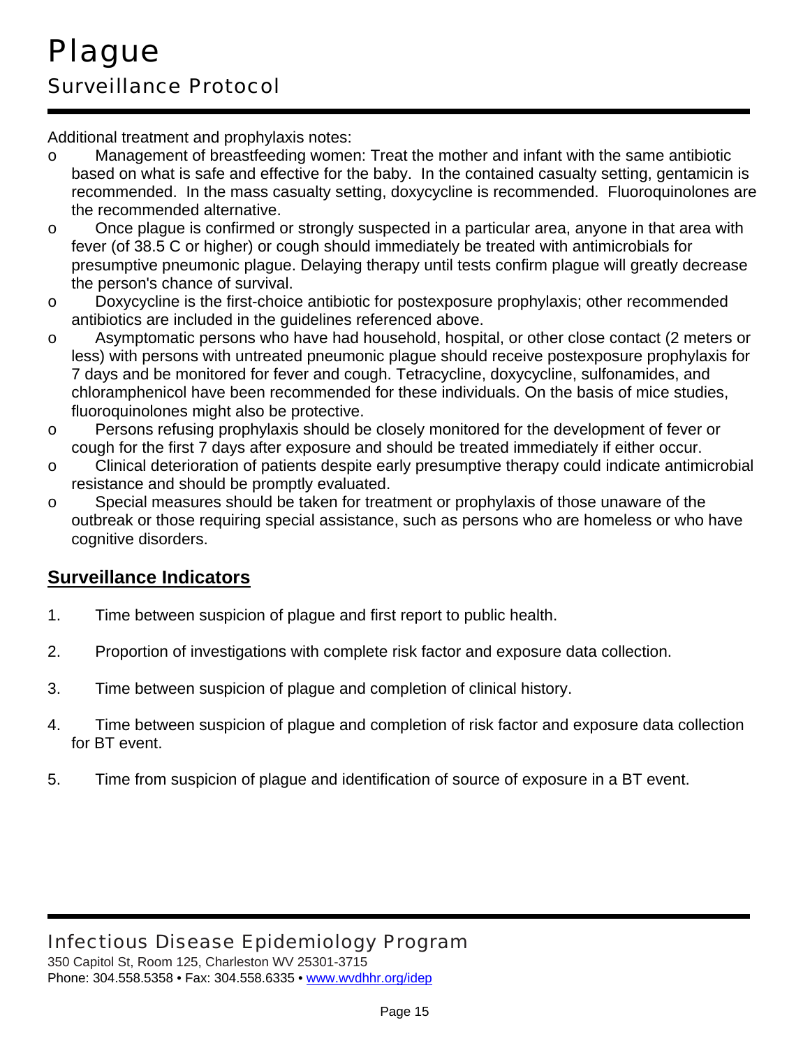Additional treatment and prophylaxis notes:

- Management of breastfeeding women: Treat the mother and infant with the same antibiotic based on what is safe and effective for the baby. In the contained casualty setting, gentamicin is recommended. In the mass casualty setting, doxycycline is recommended. Fluoroquinolones are the recommended alternative.
- Once plague is confirmed or strongly suspected in a particular area, anyone in that area with fever (of 38.5 C or higher) or cough should immediately be treated with antimicrobials for presumptive pneumonic plague. Delaying therapy until tests confirm plague will greatly decrease the person's chance of survival.
- Doxycycline is the first-choice antibiotic for postexposure prophylaxis; other recommended antibiotics are included in the guidelines referenced above.
- Asymptomatic persons who have had household, hospital, or other close contact (2 meters or less) with persons with untreated pneumonic plague should receive postexposure prophylaxis for 7 days and be monitored for fever and cough. Tetracycline, doxycycline, sulfonamides, and chloramphenicol have been recommended for these individuals. On the basis of mice studies, fluoroquinolones might also be protective.
- Persons refusing prophylaxis should be closely monitored for the development of fever or cough for the first 7 days after exposure and should be treated immediately if either occur.
- Clinical deterioration of patients despite early presumptive therapy could indicate antimicrobial resistance and should be promptly evaluated.
- Special measures should be taken for treatment or prophylaxis of those unaware of the outbreak or those requiring special assistance, such as persons who are homeless or who have cognitive disorders.

## Surveillance Indicators

1. Time between suspicion of plague and first report to public health.
2. Proportion of investigations with complete risk factor and exposure data collection.
3. Time between suspicion of plague and completion of clinical history.
4. Time between suspicion of plague and completion of risk factor and exposure data collection for BT event.
5. Time from suspicion of plague and identification of source of exposure in a BT event.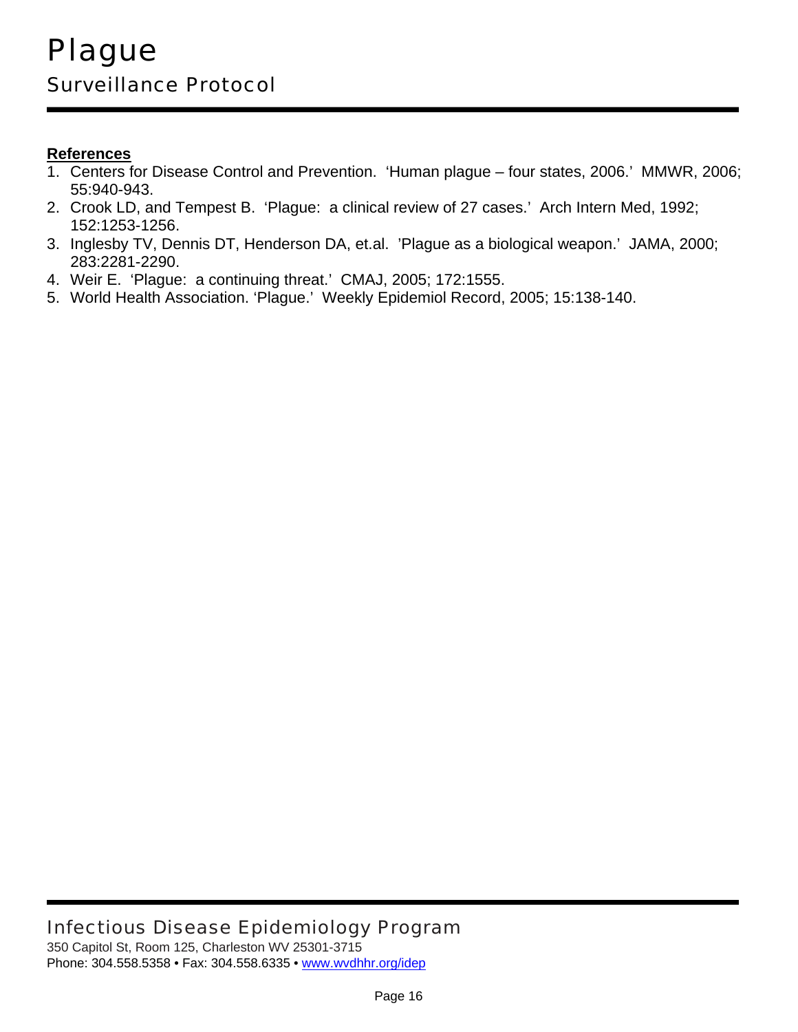# Plague

## Surveillance Protocol

**References**

1. Centers for Disease Control and Prevention. 'Human plague – four states, 2006.' MMWR, 2006; 55:940-943.
2. Crook LD, and Tempest B. 'Plague: a clinical review of 27 cases.' Arch Intern Med, 1992; 152:1253-1256.
3. Inglesby TV, Dennis DT, Henderson DA, et.al. 'Plague as a biological weapon.' JAMA, 2000; 283:2281-2290.
4. Weir E. 'Plague: a continuing threat.' CMAJ, 2005; 172:1555.
5. World Health Association. 'Plague.' Weekly Epidemiol Record, 2005; 15:138-140.

Infectious Disease Epidemiology Program
350 Capitol St, Room 125, Charleston WV 25301-3715
Phone: 304.558.5358 • Fax: 304.558.6335 • www.wvdhhr.org/idep